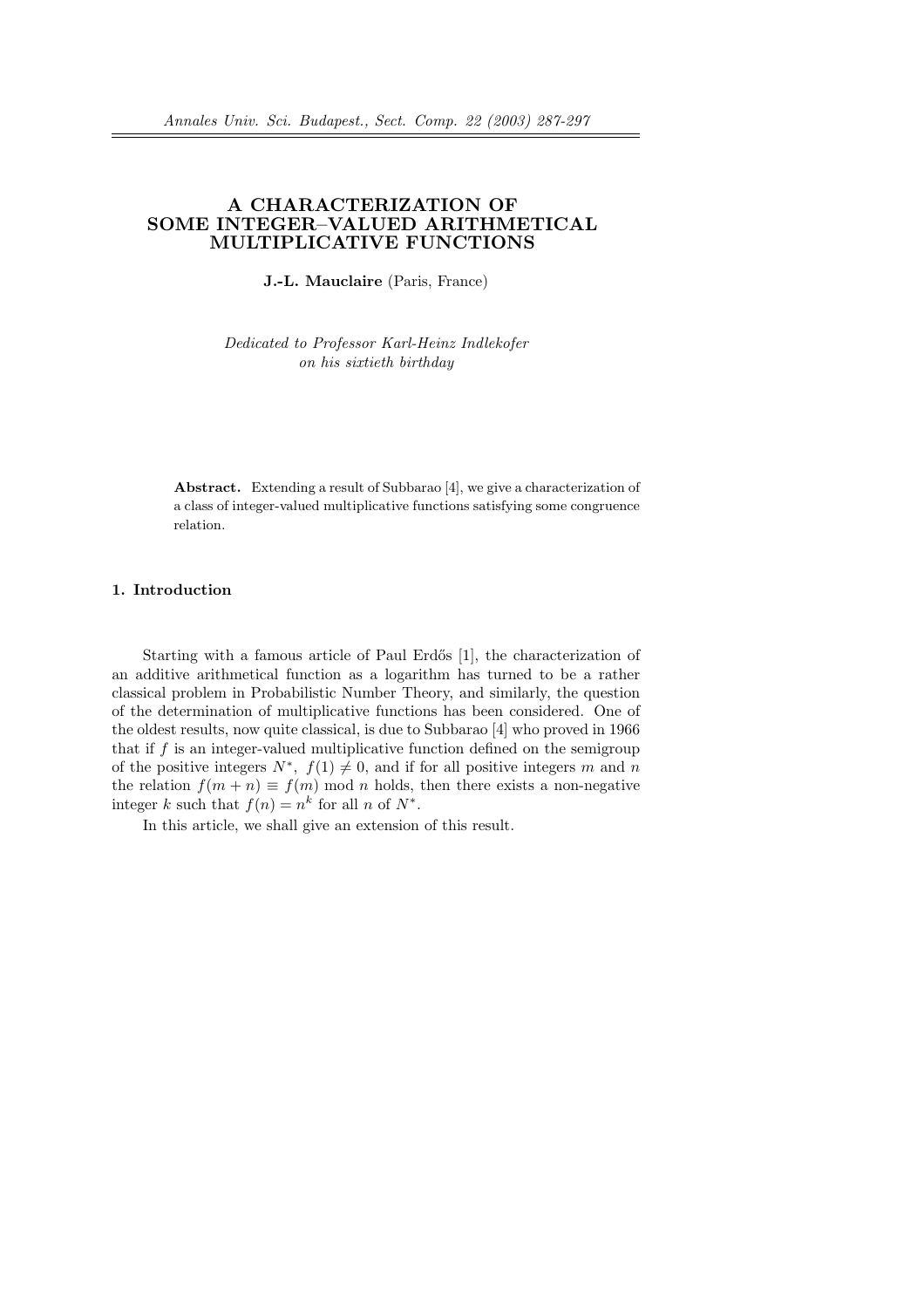# A CHARACTERIZATION OF SOME INTEGER–VALUED ARITHMETICAL MULTIPLICATIVE FUNCTIONS

**J.-L. Mauclaire** (Paris, France)

*Dedicated to Professor Karl-Heinz Indlekofer on his sixtieth birthday*

**Abstract.** Extending a result of Subbarao [4], we give a characterization of a class of integer-valued multiplicative functions satisfying some congruence relation.

## 1. Introduction

Starting with a famous article of Paul Erdős [1], the characterization of an additive arithmetical function as a logarithm has turned to be a rather classical problem in Probabilistic Number Theory, and similarly, the question of the determination of multiplicative functions has been considered. One of the oldest results, now quite classical, is due to Subbarao [4] who proved in 1966 that if $f$ is an integer-valued multiplicative function defined on the semigroup of the positive integers $N^*$, $f(1) \neq 0$, and if for all positive integers $m$ and $n$ the relation $f(m+n) \equiv f(m) \bmod n$ holds, then there exists a non-negative integer $k$ such that $f(n) = n^k$ for all $n$ of $N^*$.

In this article, we shall give an extension of this result.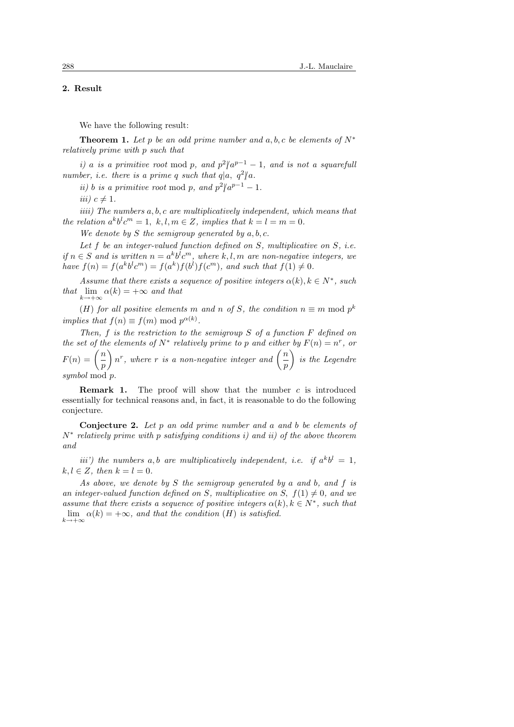## 2. Result

We have the following result:

**Theorem 1.** *Let $p$ be an odd prime number and $a, b, c$ be elements of $N^*$ relatively prime with $p$ such that*

*i) $a$ is a primitive root* mod $p$, *and $p^2 \not| a^{p-1} - 1$, and is not a squarefull number, i.e. there is a prime $q$ such that $q|a$, $q^2 \not| a$.*

*ii) $b$ is a primitive root* mod $p$, *and $p^2 \not| a^{p-1} - 1$.*

*iii) $c \neq 1$.*

*iiii) The numbers $a, b, c$ are multiplicatively independent, which means that the relation $a^k b^l c^m = 1$, $k, l, m \in Z$, implies that $k = l = m = 0$.*

*We denote by $S$ the semigroup generated by $a, b, c$.*

*Let $f$ be an integer-valued function defined on $S$, multiplicative on $S$, i.e. if $n \in S$ and is written $n = a^k b^l c^m$, where $k, l, m$ are non-negative integers, we have $f(n) = f(a^k b^l c^m) = f(a^k) f(b^l) f(c^m)$, and such that $f(1) \neq 0$.*

*Assume that there exists a sequence of positive integers $\alpha(k), k \in N^*$, such that $\lim_{k \to +\infty} \alpha(k) = +\infty$ and that*

*$(H)$ for all positive elements $m$ and $n$ of $S$, the condition $n \equiv m \bmod p^k$ implies that $f(n) \equiv f(m) \bmod p^{\alpha(k)}$.*

*Then, $f$ is the restriction to the semigroup $S$ of a function $F$ defined on the set of the elements of $N^*$ relatively prime to $p$ and either by $F(n) = n^r$, or $F(n) = \left(\frac{n}{p}\right) n^r$, where $r$ is a non-negative integer and $\left(\frac{n}{p}\right)$ is the Legendre symbol* mod $p$.

**Remark 1.** The proof will show that the number $c$ is introduced essentially for technical reasons and, in fact, it is reasonable to do the following conjecture.

**Conjecture 2.** *Let $p$ an odd prime number and $a$ and $b$ be elements of $N^*$ relatively prime with $p$ satisfying conditions i) and ii) of the above theorem and*

*iii') the numbers $a, b$ are multiplicatively independent, i.e. if $a^k b^l = 1$, $k, l \in Z$, then $k = l = 0$.*

*As above, we denote by $S$ the semigroup generated by $a$ and $b$, and $f$ is an integer-valued function defined on $S$, multiplicative on $S$, $f(1) \neq 0$, and we assume that there exists a sequence of positive integers $\alpha(k), k \in N^*$, such that $\lim_{k \to +\infty} \alpha(k) = +\infty$, and that the condition $(H)$ is satisfied.*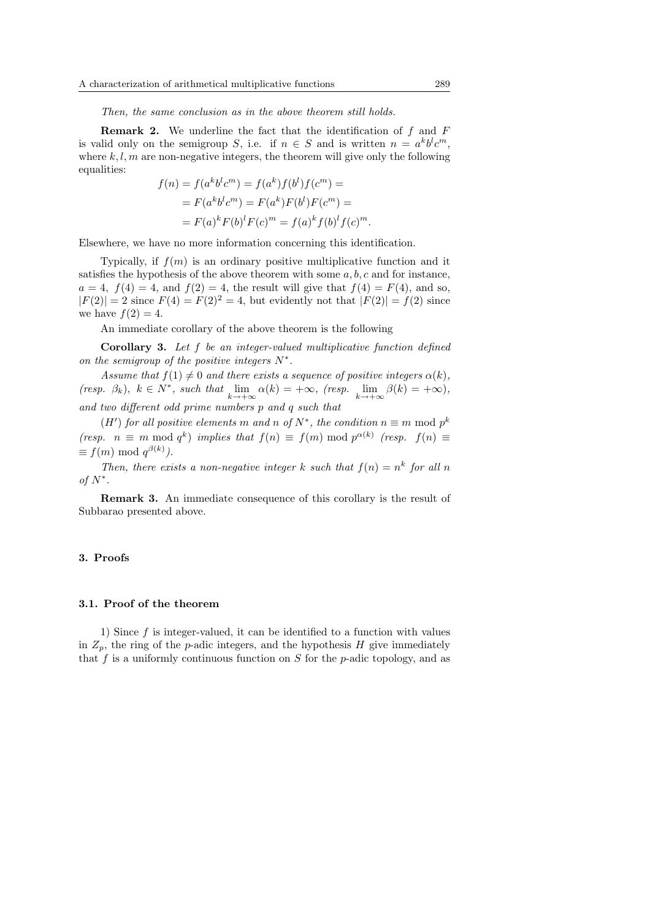*Then, the same conclusion as in the above theorem still holds.*

**Remark 2.** We underline the fact that the identification of $f$ and $F$ is valid only on the semigroup $S$, i.e. if $n \in S$ and is written $n = a^k b^l c^m$, where $k, l, m$ are non-negative integers, the theorem will give only the following equalities:

$$
\begin{aligned}
f(n) = f(a^k b^l c^m) &= f(a^k) f(b^l) f(c^m) = \\
&= F(a^k b^l c^m) = F(a^k) F(b^l) F(c^m) = \\
&= F(a)^k F(b)^l F(c)^m = f(a)^k f(b)^l f(c)^m.
\end{aligned}
$$

Elsewhere, we have no more information concerning this identification.

Typically, if $f(m)$ is an ordinary positive multiplicative function and it satisfies the hypothesis of the above theorem with some $a, b, c$ and for instance, $a = 4$, $f(4) = 4$, and $f(2) = 4$, the result will give that $f(4) = F(4)$, and so, $|F(2)| = 2$ since $F(4) = F(2)^2 = 4$, but evidently not that $|F(2)| = f(2)$ since we have $f(2) = 4$.

An immediate corollary of the above theorem is the following

**Corollary 3.** *Let $f$ be an integer-valued multiplicative function defined on the semigroup of the positive integers $N^*$.*

*Assume that $f(1) \neq 0$ and there exists a sequence of positive integers $\alpha(k)$, (resp. $\beta_k$), $k \in N^*$, such that $\lim_{k \to +\infty} \alpha(k) = +\infty$, (resp. $\lim_{k \to +\infty} \beta(k) = +\infty$), and two different odd prime numbers $p$ and $q$ such that*

*$(H')$ for all positive elements $m$ and $n$ of $N^*$, the condition $n \equiv m \bmod p^k$ (resp. $n \equiv m \bmod q^k$) implies that $f(n) \equiv f(m) \bmod p^{\alpha(k)}$ (resp. $f(n) \equiv \equiv f(m) \bmod q^{\beta(k)}$).*

*Then, there exists a non-negative integer $k$ such that $f(n) = n^k$ for all $n$ of $N^*$.*

**Remark 3.** An immediate consequence of this corollary is the result of Subbarao presented above.

## 3. Proofs

### 3.1. Proof of the theorem

1) Since $f$ is integer-valued, it can be identified to a function with values in $Z_p$, the ring of the $p$-adic integers, and the hypothesis $H$ give immediately that $f$ is a uniformly continuous function on $S$ for the $p$-adic topology, and as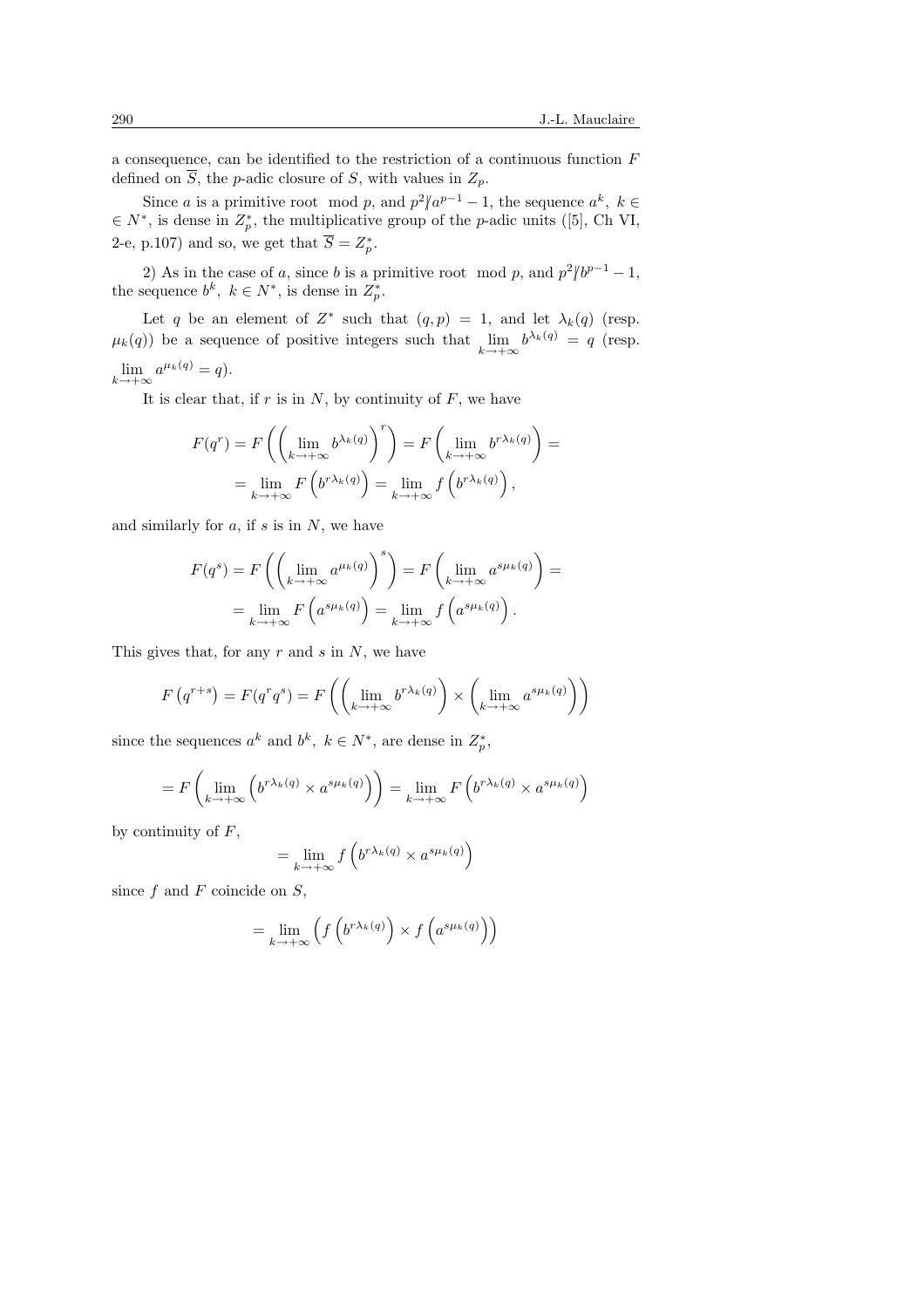a consequence, can be identified to the restriction of a continuous function $F$ defined on $\overline{S}$, the $p$-adic closure of $S$, with values in $Z_p$.

Since $a$ is a primitive root mod $p$, and $p^2 \not| a^{p-1} - 1$, the sequence $a^k,\ k \in \in N^*$, is dense in $Z_p^*$, the multiplicative group of the $p$-adic units ([5], Ch VI, 2-e, p.107) and so, we get that $\overline{S} = Z_p^*$.

2) As in the case of $a$, since $b$ is a primitive root mod $p$, and $p^2 \not| b^{p-1} - 1$, the sequence $b^k,\ k \in N^*$, is dense in $Z_p^*$.

Let $q$ be an element of $Z^*$ such that $(q, p) = 1$, and let $\lambda_k(q)$ (resp. $\mu_k(q)$) be a sequence of positive integers such that $\lim\limits_{k\to+\infty} b^{\lambda_k(q)} = q$ (resp. $\lim\limits_{k\to+\infty} a^{\mu_k(q)} = q$).

It is clear that, if $r$ is in $N$, by continuity of $F$, we have

$$F(q^r) = F\left(\left(\lim_{k\to+\infty} b^{\lambda_k(q)}\right)^r\right) = F\left(\lim_{k\to+\infty} b^{r\lambda_k(q)}\right) =$$
$$= \lim_{k\to+\infty} F\left(b^{r\lambda_k(q)}\right) = \lim_{k\to+\infty} f\left(b^{r\lambda_k(q)}\right),$$

and similarly for $a$, if $s$ is in $N$, we have

$$F(q^s) = F\left(\left(\lim_{k\to+\infty} a^{\mu_k(q)}\right)^s\right) = F\left(\lim_{k\to+\infty} a^{s\mu_k(q)}\right) =$$
$$= \lim_{k\to+\infty} F\left(a^{s\mu_k(q)}\right) = \lim_{k\to+\infty} f\left(a^{s\mu_k(q)}\right).$$

This gives that, for any $r$ and $s$ in $N$, we have

$$F\left(q^{r+s}\right) = F(q^r q^s) = F\left(\left(\lim_{k\to+\infty} b^{r\lambda_k(q)}\right) \times \left(\lim_{k\to+\infty} a^{s\mu_k(q)}\right)\right)$$

since the sequences $a^k$ and $b^k,\ k \in N^*$, are dense in $Z_p^*$,

$$= F\left(\lim_{k\to+\infty}\left(b^{r\lambda_k(q)} \times a^{s\mu_k(q)}\right)\right) = \lim_{k\to+\infty} F\left(b^{r\lambda_k(q)} \times a^{s\mu_k(q)}\right)$$

by continuity of $F$,

$$= \lim_{k\to+\infty} f\left(b^{r\lambda_k(q)} \times a^{s\mu_k(q)}\right)$$

since $f$ and $F$ coincide on $S$,

$$= \lim_{k\to+\infty}\left(f\left(b^{r\lambda_k(q)}\right) \times f\left(a^{s\mu_k(q)}\right)\right)$$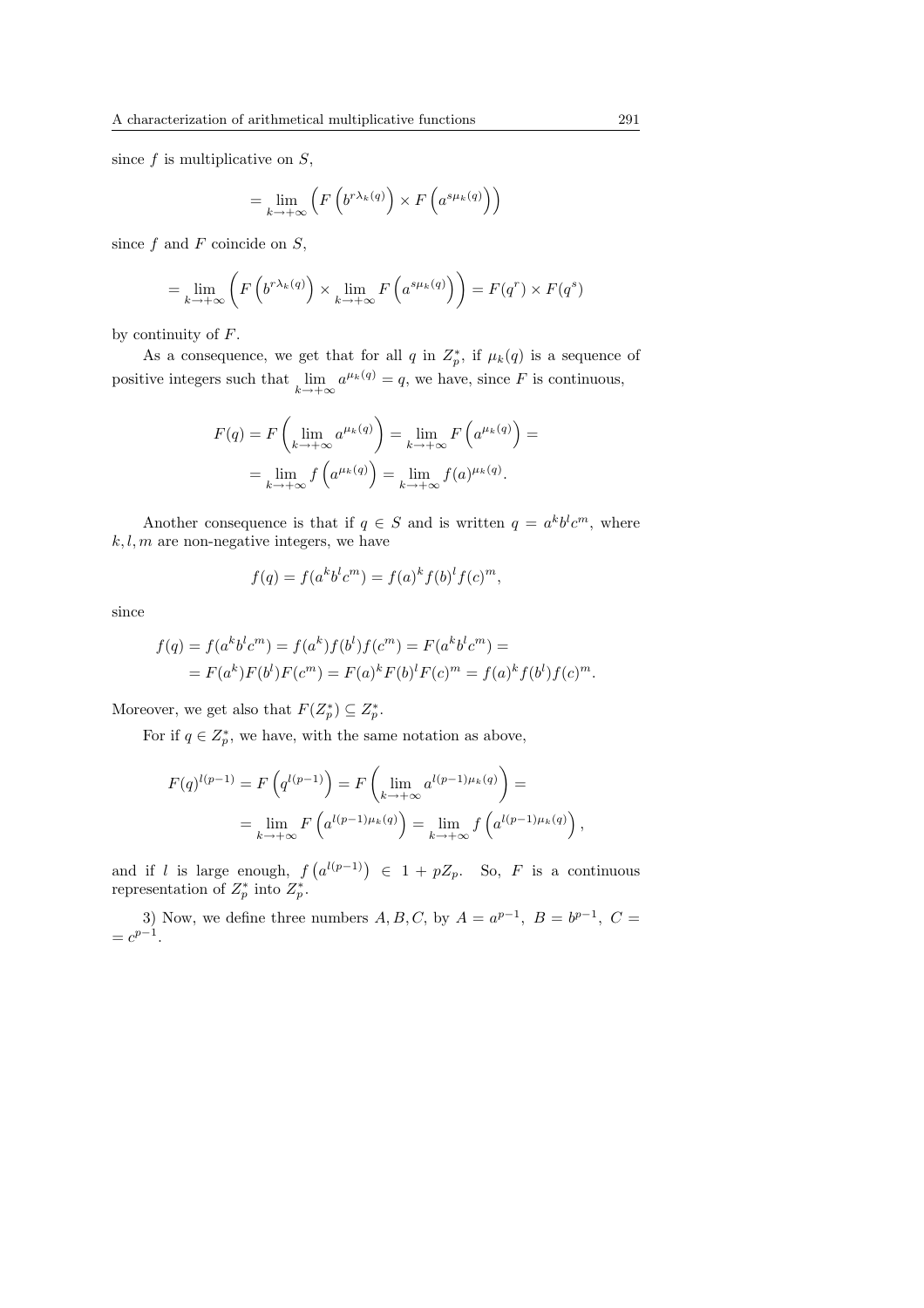since $f$ is multiplicative on $S$,

$$= \lim_{k\to+\infty} \left( F\left(b^{r\lambda_k(q)}\right) \times F\left(a^{s\mu_k(q)}\right)\right)$$

since $f$ and $F$ coincide on $S$,

$$= \lim_{k\to+\infty} \left( F\left(b^{r\lambda_k(q)}\right) \times \lim_{k\to+\infty} F\left(a^{s\mu_k(q)}\right)\right) = F(q^r) \times F(q^s)$$

by continuity of $F$.

As a consequence, we get that for all $q$ in $Z_p^*$, if $\mu_k(q)$ is a sequence of positive integers such that $\lim\limits_{k\to+\infty} a^{\mu_k(q)} = q$, we have, since $F$ is continuous,

$$\begin{aligned} F(q) = F\left(\lim_{k\to+\infty} a^{\mu_k(q)}\right) = \lim_{k\to+\infty} F\left(a^{\mu_k(q)}\right) = \\ = \lim_{k\to+\infty} f\left(a^{\mu_k(q)}\right) = \lim_{k\to+\infty} f(a)^{\mu_k(q)}. \end{aligned}$$

Another consequence is that if $q \in S$ and is written $q = a^k b^l c^m$, where $k, l, m$ are non-negative integers, we have

$$f(q) = f(a^k b^l c^m) = f(a)^k f(b)^l f(c)^m,$$

since

$$\begin{aligned} f(q) = f(a^k b^l c^m) = f(a^k) f(b^l) f(c^m) = F(a^k b^l c^m) = \\ = F(a^k) F(b^l) F(c^m) = F(a)^k F(b)^l F(c)^m = f(a)^k f(b^l) f(c)^m. \end{aligned}$$

Moreover, we get also that $F(Z_p^*) \subseteq Z_p^*$.

For if $q \in Z_p^*$, we have, with the same notation as above,

$$\begin{aligned} F(q)^{l(p-1)} = F\left(q^{l(p-1)}\right) = F\left(\lim_{k\to+\infty} a^{l(p-1)\mu_k(q)}\right) = \\ = \lim_{k\to+\infty} F\left(a^{l(p-1)\mu_k(q)}\right) = \lim_{k\to+\infty} f\left(a^{l(p-1)\mu_k(q)}\right), \end{aligned}$$

and if $l$ is large enough, $f\left(a^{l(p-1)}\right) \in 1 + pZ_p$. So, $F$ is a continuous representation of $Z_p^*$ into $Z_p^*$.

3) Now, we define three numbers $A, B, C$, by $A = a^{p-1}$, $B = b^{p-1}$, $C = c^{p-1}$.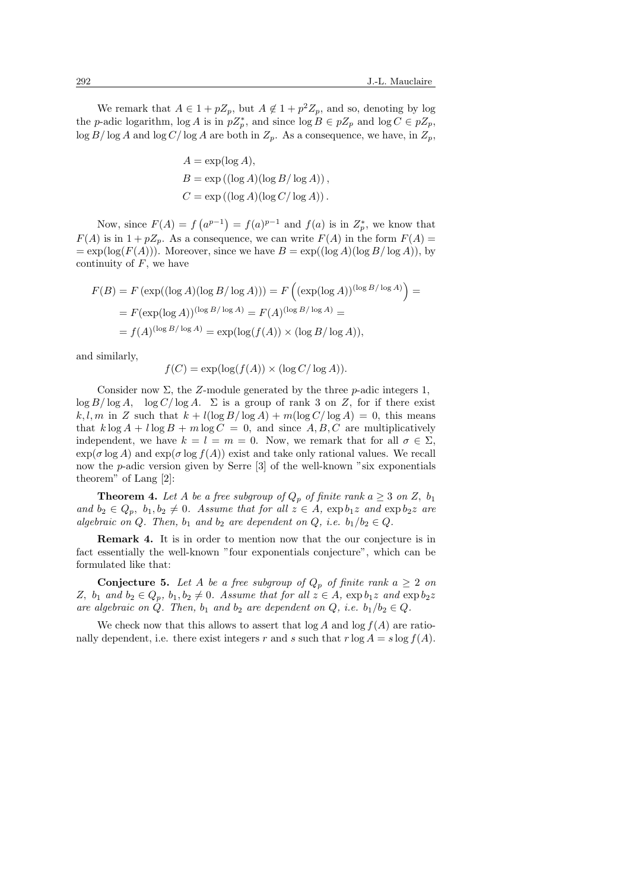We remark that $A \in 1 + pZ_p$, but $A \notin 1 + p^2 Z_p$, and so, denoting by log the $p$-adic logarithm, $\log A$ is in $pZ_p^*$, and since $\log B \in pZ_p$ and $\log C \in pZ_p$, $\log B / \log A$ and $\log C / \log A$ are both in $Z_p$. As a consequence, we have, in $Z_p$,

$$
\begin{aligned}
A &= \exp(\log A), \\
B &= \exp\left((\log A)(\log B / \log A)\right), \\
C &= \exp\left((\log A)(\log C / \log A)\right).
\end{aligned}
$$

Now, since $F(A) = f\left(a^{p-1}\right) = f(a)^{p-1}$ and $f(a)$ is in $Z_p^*$, we know that $F(A)$ is in $1 + pZ_p$. As a consequence, we can write $F(A)$ in the form $F(A) = \exp(\log(F(A)))$. Moreover, since we have $B = \exp((\log A)(\log B / \log A))$, by continuity of $F$, we have

$$
\begin{aligned}
F(B) &= F\left(\exp((\log A)(\log B / \log A))\right) = F\left((\exp(\log A))^{(\log B / \log A)}\right) = \\
&= F(\exp(\log A))^{(\log B / \log A)} = F(A)^{(\log B / \log A)} = \\
&= f(A)^{(\log B / \log A)} = \exp(\log(f(A)) \times (\log B / \log A)),
\end{aligned}
$$

and similarly,

$$
f(C) = \exp(\log(f(A)) \times (\log C / \log A)).
$$

Consider now $\Sigma$, the $Z$-module generated by the three $p$-adic integers 1, $\log B / \log A$, $\log C / \log A$. $\Sigma$ is a group of rank 3 on $Z$, for if there exist $k, l, m$ in $Z$ such that $k + l(\log B / \log A) + m(\log C / \log A) = 0$, this means that $k \log A + l \log B + m \log C = 0$, and since $A, B, C$ are multiplicatively independent, we have $k = l = m = 0$. Now, we remark that for all $\sigma \in \Sigma$, $\exp(\sigma \log A)$ and $\exp(\sigma \log f(A))$ exist and take only rational values. We recall now the $p$-adic version given by Serre [3] of the well-known "six exponentials theorem" of Lang [2]:

**Theorem 4.** *Let $A$ be a free subgroup of $Q_p$ of finite rank $a \geq 3$ on $Z$, $b_1$ and $b_2 \in Q_p$, $b_1, b_2 \neq 0$. Assume that for all $z \in A$, $\exp b_1 z$ and $\exp b_2 z$ are algebraic on $Q$. Then, $b_1$ and $b_2$ are dependent on $Q$, i.e. $b_1 / b_2 \in Q$.*

**Remark 4.** It is in order to mention now that the our conjecture is in fact essentially the well-known "four exponentials conjecture", which can be formulated like that:

**Conjecture 5.** *Let $A$ be a free subgroup of $Q_p$ of finite rank $a \geq 2$ on $Z$, $b_1$ and $b_2 \in Q_p$, $b_1, b_2 \neq 0$. Assume that for all $z \in A$, $\exp b_1 z$ and $\exp b_2 z$ are algebraic on $Q$. Then, $b_1$ and $b_2$ are dependent on $Q$, i.e. $b_1 / b_2 \in Q$.*

We check now that this allows to assert that $\log A$ and $\log f(A)$ are rationally dependent, i.e. there exist integers $r$ and $s$ such that $r \log A = s \log f(A)$.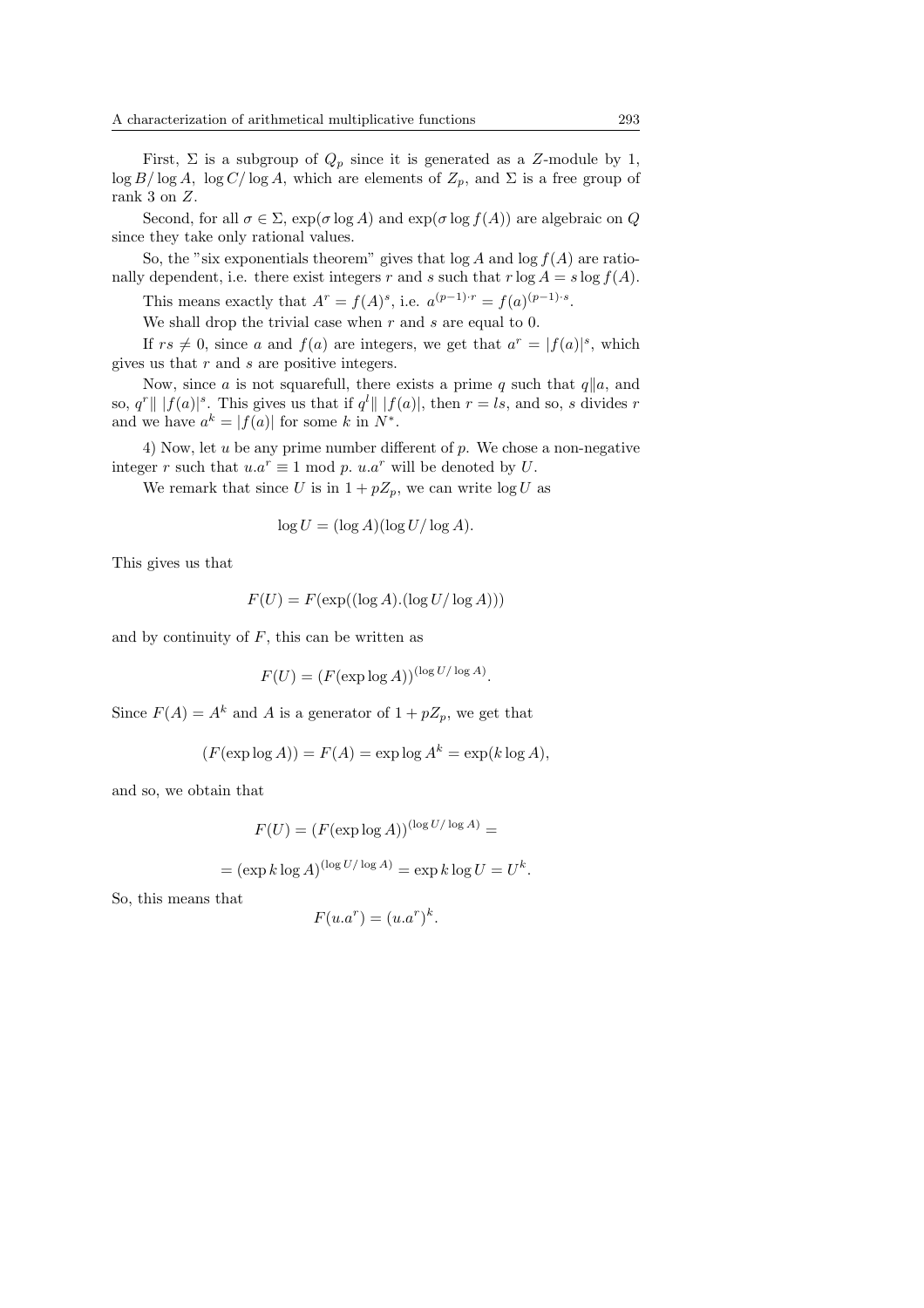First, $\Sigma$ is a subgroup of $Q_p$ since it is generated as a $Z$-module by 1, $\log B/\log A$, $\log C/\log A$, which are elements of $Z_p$, and $\Sigma$ is a free group of rank 3 on $Z$.

Second, for all $\sigma \in \Sigma$, $\exp(\sigma \log A)$ and $\exp(\sigma \log f(A))$ are algebraic on $Q$ since they take only rational values.

So, the "six exponentials theorem" gives that $\log A$ and $\log f(A)$ are rationally dependent, i.e. there exist integers $r$ and $s$ such that $r \log A = s \log f(A)$.

This means exactly that $A^r = f(A)^s$, i.e. $a^{(p-1)\cdot r} = f(a)^{(p-1)\cdot s}$.

We shall drop the trivial case when $r$ and $s$ are equal to 0.

If $rs \neq 0$, since $a$ and $f(a)$ are integers, we get that $a^r = |f(a)|^s$, which gives us that $r$ and $s$ are positive integers.

Now, since $a$ is not squarefull, there exists a prime $q$ such that $q \| a$, and so, $q^r \| \, |f(a)|^s$. This gives us that if $q^l \| \, |f(a)|$, then $r = ls$, and so, $s$ divides $r$ and we have $a^k = |f(a)|$ for some $k$ in $N^*$.

4) Now, let $u$ be any prime number different of $p$. We chose a non-negative integer $r$ such that $u.a^r \equiv 1 \bmod p$. $u.a^r$ will be denoted by $U$.

We remark that since $U$ is in $1 + pZ_p$, we can write $\log U$ as

$$\log U = (\log A)(\log U/\log A).$$

This gives us that

$$F(U) = F(\exp((\log A).(\log U/\log A)))$$

and by continuity of $F$, this can be written as

$$F(U) = (F(\exp \log A))^{(\log U/\log A)}.$$

Since $F(A) = A^k$ and $A$ is a generator of $1 + pZ_p$, we get that

$$(F(\exp \log A)) = F(A) = \exp \log A^k = \exp(k \log A),$$

and so, we obtain that

$$F(U) = (F(\exp \log A))^{(\log U/\log A)} =$$

$$= (\exp k \log A)^{(\log U/\log A)} = \exp k \log U = U^k.$$

So, this means that

$$F(u.a^r) = (u.a^r)^k.$$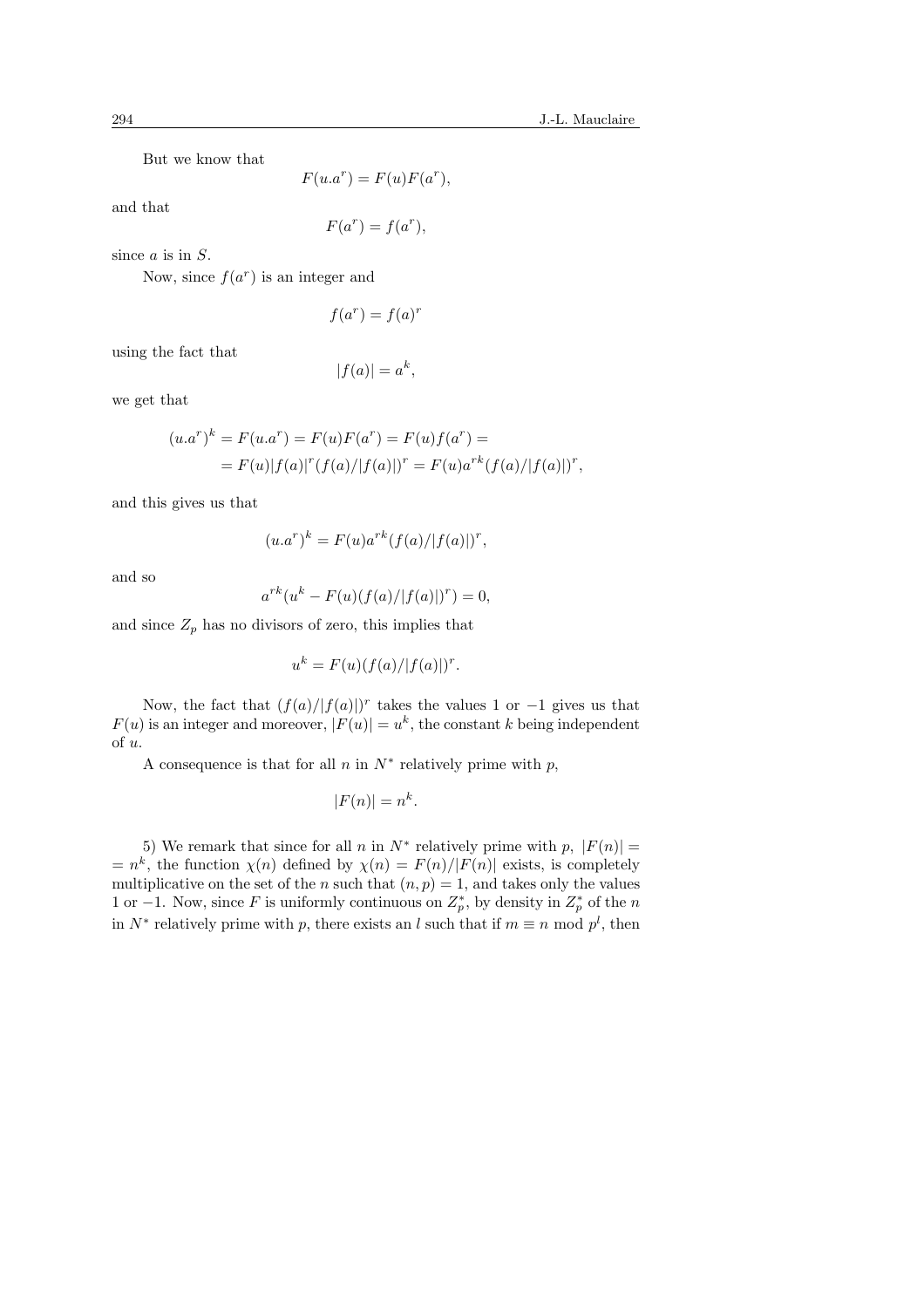But we know that

$$F(u.a^r) = F(u)F(a^r),$$

and that

$$F(a^r) = f(a^r),$$

since $a$ is in $S$.

Now, since $f(a^r)$ is an integer and

$$f(a^r) = f(a)^r$$

using the fact that

$$|f(a)| = a^k,$$

we get that

$$\begin{aligned}(u.a^r)^k &= F(u.a^r) = F(u)F(a^r) = F(u)f(a^r) = \\ &= F(u)|f(a)|^r(f(a)/|f(a)|)^r = F(u)a^{rk}(f(a)/|f(a)|)^r,\end{aligned}$$

and this gives us that

$$(u.a^r)^k = F(u)a^{rk}(f(a)/|f(a)|)^r,$$

and so

$$a^{rk}(u^k - F(u)(f(a)/|f(a)|)^r) = 0,$$

and since $Z_p$ has no divisors of zero, this implies that

$$u^k = F(u)(f(a)/|f(a)|)^r.$$

Now, the fact that $(f(a)/|f(a)|)^r$ takes the values 1 or $-1$ gives us that $F(u)$ is an integer and moreover, $|F(u)| = u^k$, the constant $k$ being independent of $u$.

A consequence is that for all $n$ in $N^*$ relatively prime with $p$,

$$|F(n)| = n^k.$$

5) We remark that since for all $n$ in $N^*$ relatively prime with $p$, $|F(n)| = n^k$, the function $\chi(n)$ defined by $\chi(n) = F(n)/|F(n)|$ exists, is completely multiplicative on the set of the $n$ such that $(n,p) = 1$, and takes only the values 1 or $-1$. Now, since $F$ is uniformly continuous on $Z_p^*$, by density in $Z_p^*$ of the $n$ in $N^*$ relatively prime with $p$, there exists an $l$ such that if $m \equiv n \bmod p^l$, then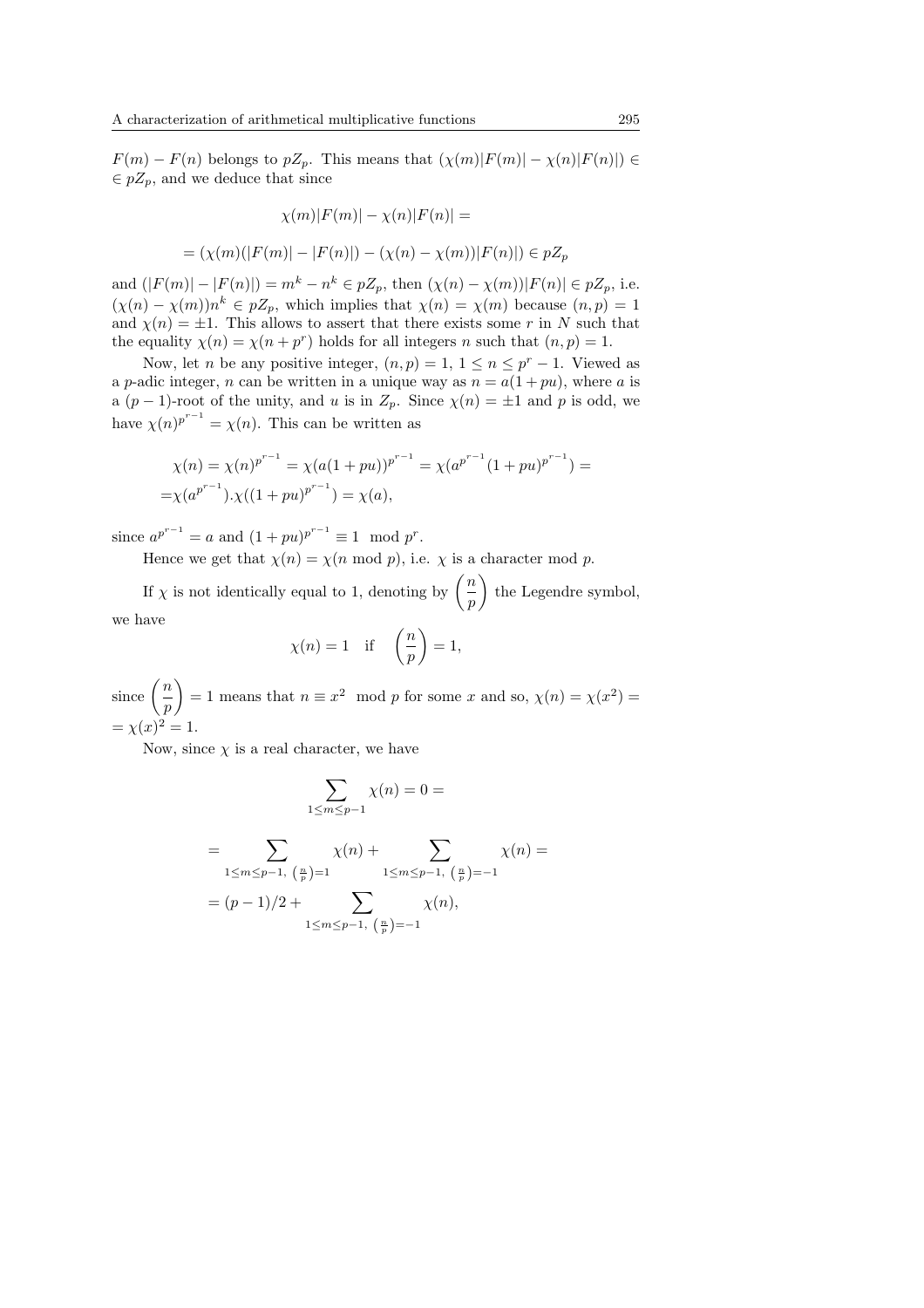$F(m) - F(n)$ belongs to $pZ_p$. This means that $(\chi(m)|F(m)| - \chi(n)|F(n)|) \in \in pZ_p$, and we deduce that since

$$\chi(m)|F(m)| - \chi(n)|F(n)| =$$

$$= (\chi(m)(|F(m)| - |F(n)|) - (\chi(n) - \chi(m))|F(n)|) \in pZ_p$$

and $(|F(m)| - |F(n)|) = m^k - n^k \in pZ_p$, then $(\chi(n) - \chi(m))|F(n)| \in pZ_p$, i.e. $(\chi(n) - \chi(m))n^k \in pZ_p$, which implies that $\chi(n) = \chi(m)$ because $(n,p) = 1$ and $\chi(n) = \pm 1$. This allows to assert that there exists some $r$ in $N$ such that the equality $\chi(n) = \chi(n + p^r)$ holds for all integers $n$ such that $(n,p) = 1$.

Now, let $n$ be any positive integer, $(n,p) = 1$, $1 \leq n \leq p^r - 1$. Viewed as a $p$-adic integer, $n$ can be written in a unique way as $n = a(1 + pu)$, where $a$ is a $(p-1)$-root of the unity, and $u$ is in $Z_p$. Since $\chi(n) = \pm 1$ and $p$ is odd, we have $\chi(n)^{p^{r-1}} = \chi(n)$. This can be written as

$$\begin{aligned}
&\chi(n) = \chi(n)^{p^{r-1}} = \chi(a(1+pu))^{p^{r-1}} = \chi(a^{p^{r-1}}(1+pu)^{p^{r-1}}) = \\
=&\chi(a^{p^{r-1}}).\chi((1+pu)^{p^{r-1}}) = \chi(a),
\end{aligned}$$

since $a^{p^{r-1}} = a$ and $(1+pu)^{p^{r-1}} \equiv 1 \mod p^r$.

Hence we get that $\chi(n) = \chi(n \mod p)$, i.e. $\chi$ is a character mod $p$.

If $\chi$ is not identically equal to 1, denoting by $\left(\frac{n}{p}\right)$ the Legendre symbol, we have

$$\chi(n) = 1 \quad \text{if} \quad \left(\frac{n}{p}\right) = 1,$$

since $\left(\frac{n}{p}\right) = 1$ means that $n \equiv x^2 \mod p$ for some $x$ and so, $\chi(n) = \chi(x^2) = = \chi(x)^2 = 1$.

Now, since $\chi$ is a real character, we have

$$\sum_{1 \leq m \leq p-1} \chi(n) = 0 =$$

$$\begin{aligned}
&= \sum_{1 \leq m \leq p-1,\ \left(\frac{n}{p}\right)=1} \chi(n) + \sum_{1 \leq m \leq p-1,\ \left(\frac{n}{p}\right)=-1} \chi(n) = \\
&= (p-1)/2 + \sum_{1 \leq m \leq p-1,\ \left(\frac{n}{p}\right)=-1} \chi(n),
\end{aligned}$$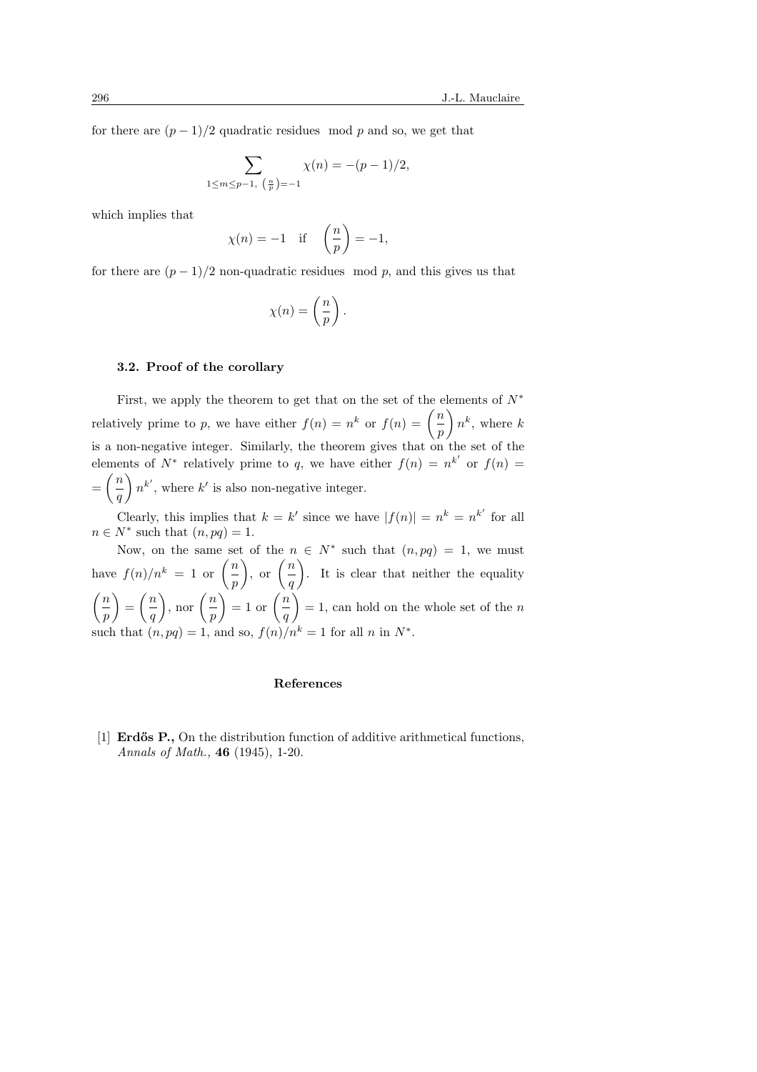for there are $(p-1)/2$ quadratic residues $\mod p$ and so, we get that

$$\sum_{1\leq m\leq p-1,\ \left(\frac{n}{p}\right)=-1} \chi(n) = -(p-1)/2,$$

which implies that

$$\chi(n) = -1 \quad \text{if} \quad \left(\frac{n}{p}\right) = -1,$$

for there are $(p-1)/2$ non-quadratic residues $\mod p$, and this gives us that

$$\chi(n) = \left(\frac{n}{p}\right).$$

### 3.2. Proof of the corollary

First, we apply the theorem to get that on the set of the elements of $N^*$ relatively prime to $p$, we have either $f(n) = n^k$ or $f(n) = \left(\frac{n}{p}\right) n^k$, where $k$ is a non-negative integer. Similarly, the theorem gives that on the set of the elements of $N^*$ relatively prime to $q$, we have either $f(n) = n^{k'}$ or $f(n) = \left(\frac{n}{q}\right) n^{k'}$, where $k'$ is also non-negative integer.

Clearly, this implies that $k = k'$ since we have $|f(n)| = n^k = n^{k'}$ for all $n \in N^*$ such that $(n, pq) = 1$.

Now, on the same set of the $n \in N^*$ such that $(n, pq) = 1$, we must have $f(n)/n^k = 1$ or $\left(\frac{n}{p}\right)$, or $\left(\frac{n}{q}\right)$. It is clear that neither the equality $\left(\frac{n}{p}\right) = \left(\frac{n}{q}\right)$, nor $\left(\frac{n}{p}\right) = 1$ or $\left(\frac{n}{q}\right) = 1$, can hold on the whole set of the $n$ such that $(n, pq) = 1$, and so, $f(n)/n^k = 1$ for all $n$ in $N^*$.

## References

[1] **Erdős P.,** On the distribution function of additive arithmetical functions, *Annals of Math.,* **46** (1945), 1-20.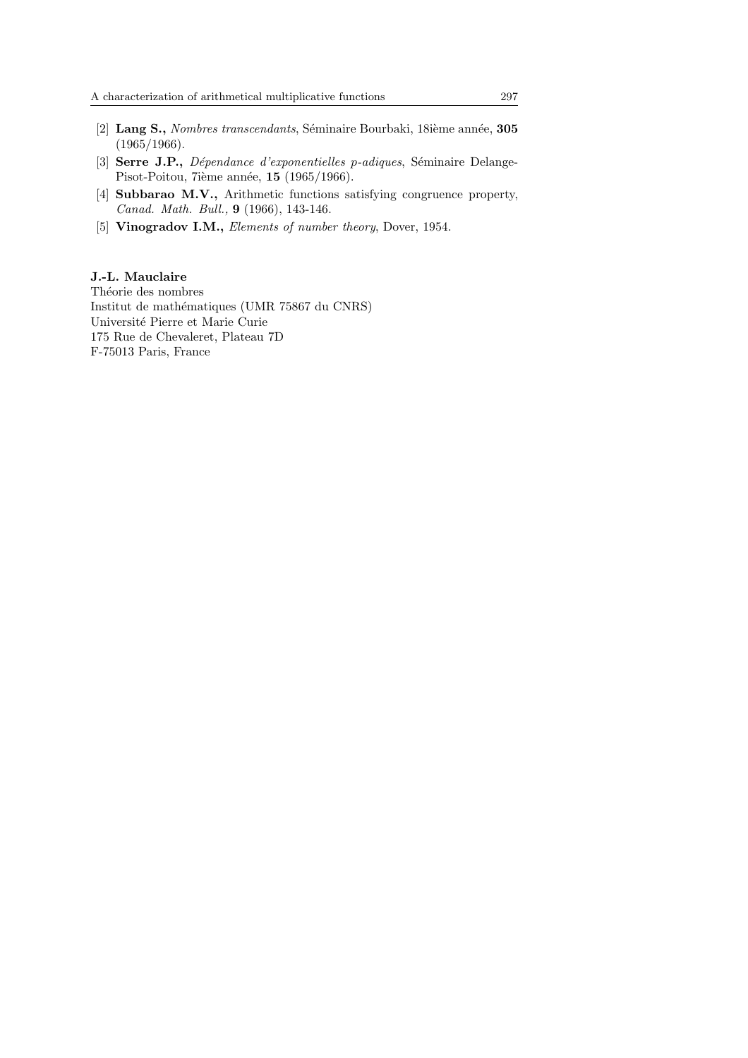[2] **Lang S.,** *Nombres transcendants*, Séminaire Bourbaki, 18ième année, **305** (1965/1966).

[3] **Serre J.P.,** *Dépendance d'exponentielles p-adiques*, Séminaire Delange-Pisot-Poitou, 7ième année, **15** (1965/1966).

[4] **Subbarao M.V.,** Arithmetic functions satisfying congruence property, *Canad. Math. Bull.,* **9** (1966), 143-146.

[5] **Vinogradov I.M.,** *Elements of number theory*, Dover, 1954.

**J.-L. Mauclaire**
Théorie des nombres
Institut de mathématiques (UMR 75867 du CNRS)
Université Pierre et Marie Curie
175 Rue de Chevaleret, Plateau 7D
F-75013 Paris, France